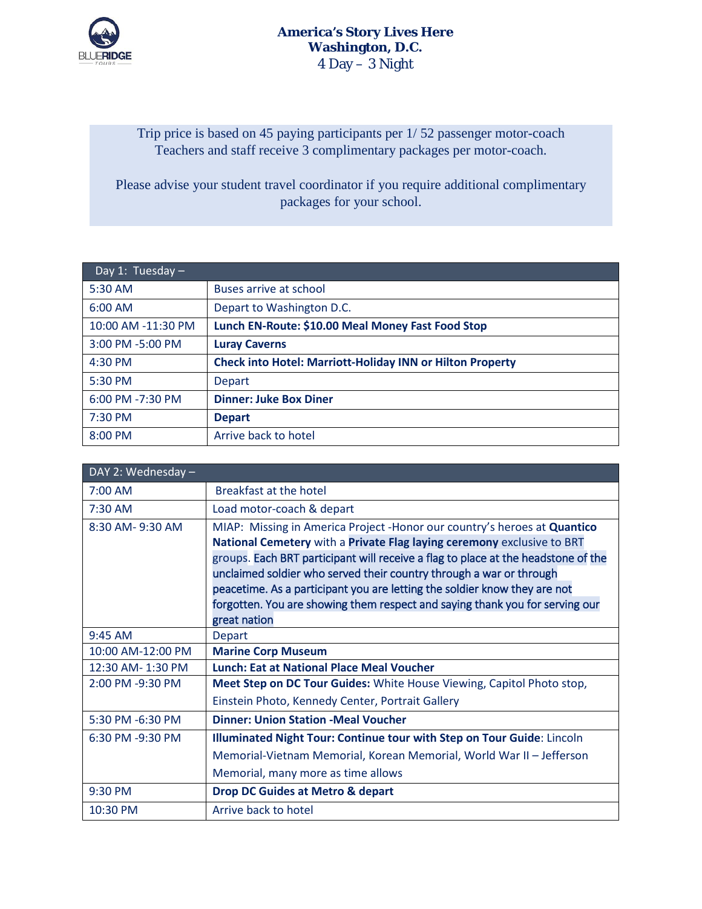# America's Story Lives Here
## Washington, D.C.
### 4 Day – 3 Night

Trip price is based on 45 paying participants per 1/ 52 passenger motor-coach
Teachers and staff receive 3 complimentary packages per motor-coach.

Please advise your student travel coordinator if you require additional complimentary packages for your school.

| Day 1: Tuesday – | |
|---|---|
| 5:30 AM | Buses arrive at school |
| 6:00 AM | Depart to Washington D.C. |
| 10:00 AM -11:30 PM | **Lunch EN-Route: $10.00 Meal Money Fast Food Stop** |
| 3:00 PM -5:00 PM | **Luray Caverns** |
| 4:30 PM | **Check into Hotel: Marriott-Holiday INN or Hilton Property** |
| 5:30 PM | Depart |
| 6:00 PM -7:30 PM | **Dinner: Juke Box Diner** |
| 7:30 PM | **Depart** |
| 8:00 PM | Arrive back to hotel |

| DAY 2: Wednesday – | |
|---|---|
| 7:00 AM | Breakfast at the hotel |
| 7:30 AM | Load motor-coach & depart |
| 8:30 AM- 9:30 AM | MIAP: Missing in America Project -Honor our country's heroes at **Quantico National Cemetery** with a **Private Flag laying ceremony** exclusive to BRT groups. Each BRT participant will receive a flag to place at the headstone of the unclaimed soldier who served their country through a war or through peacetime. As a participant you are letting the soldier know they are not forgotten. You are showing them respect and saying thank you for serving our great nation |
| 9:45 AM | Depart |
| 10:00 AM-12:00 PM | **Marine Corp Museum** |
| 12:30 AM- 1:30 PM | **Lunch: Eat at National Place Meal Voucher** |
| 2:00 PM -9:30 PM | **Meet Step on DC Tour Guides:** White House Viewing, Capitol Photo stop, Einstein Photo, Kennedy Center, Portrait Gallery |
| 5:30 PM -6:30 PM | **Dinner: Union Station -Meal Voucher** |
| 6:30 PM -9:30 PM | **Illuminated Night Tour: Continue tour with Step on Tour Guide**: Lincoln Memorial-Vietnam Memorial, Korean Memorial, World War II – Jefferson Memorial, many more as time allows |
| 9:30 PM | **Drop DC Guides at Metro & depart** |
| 10:30 PM | Arrive back to hotel |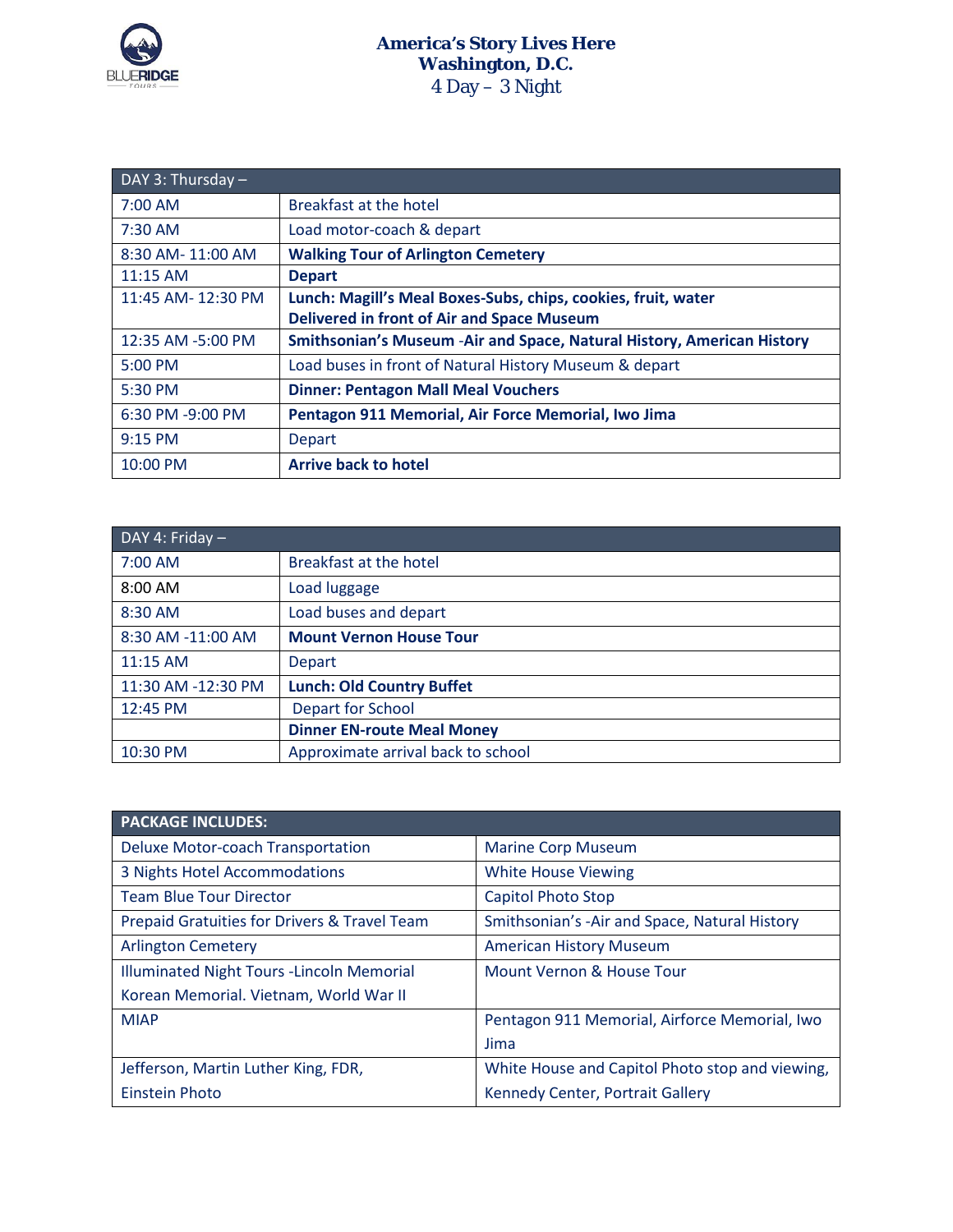# America's Story Lives Here
## Washington, D.C.
### 4 Day – 3 Night

| DAY 3: Thursday – | |
|---|---|
| 7:00 AM | Breakfast at the hotel |
| 7:30 AM | Load motor-coach & depart |
| 8:30 AM- 11:00 AM | **Walking Tour of Arlington Cemetery** |
| 11:15 AM | **Depart** |
| 11:45 AM- 12:30 PM | **Lunch: Magill's Meal Boxes-Subs, chips, cookies, fruit, water Delivered in front of Air and Space Museum** |
| 12:35 AM -5:00 PM | **Smithsonian's Museum -Air and Space, Natural History, American History** |
| 5:00 PM | Load buses in front of Natural History Museum & depart |
| 5:30 PM | **Dinner: Pentagon Mall Meal Vouchers** |
| 6:30 PM -9:00 PM | **Pentagon 911 Memorial, Air Force Memorial, Iwo Jima** |
| 9:15 PM | Depart |
| 10:00 PM | **Arrive back to hotel** |

| DAY 4: Friday – | |
|---|---|
| 7:00 AM | Breakfast at the hotel |
| 8:00 AM | Load luggage |
| 8:30 AM | Load buses and depart |
| 8:30 AM -11:00 AM | **Mount Vernon House Tour** |
| 11:15 AM | Depart |
| 11:30 AM -12:30 PM | **Lunch: Old Country Buffet** |
| 12:45 PM | Depart for School |
| | **Dinner EN-route Meal Money** |
| 10:30 PM | Approximate arrival back to school |

| **PACKAGE INCLUDES:** | |
|---|---|
| Deluxe Motor-coach Transportation | Marine Corp Museum |
| 3 Nights Hotel Accommodations | White House Viewing |
| Team Blue Tour Director | Capitol Photo Stop |
| Prepaid Gratuities for Drivers & Travel Team | Smithsonian's -Air and Space, Natural History |
| Arlington Cemetery | American History Museum |
| Illuminated Night Tours -Lincoln Memorial Korean Memorial. Vietnam, World War II | Mount Vernon & House Tour |
| MIAP | Pentagon 911 Memorial, Airforce Memorial, Iwo Jima |
| Jefferson, Martin Luther King, FDR, Einstein Photo | White House and Capitol Photo stop and viewing, Kennedy Center, Portrait Gallery |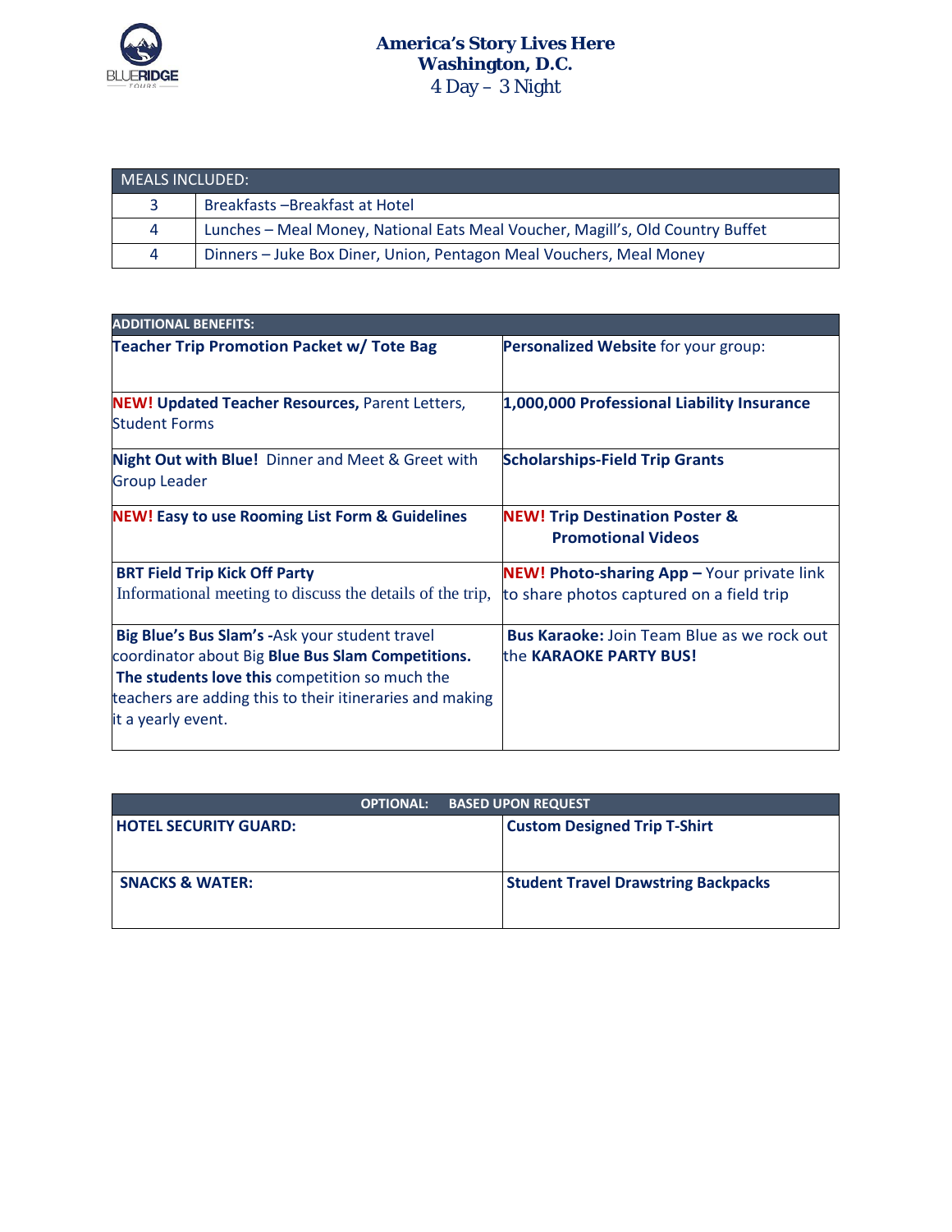# America's Story Lives Here
## Washington, D.C.
### 4 Day – 3 Night

| MEALS INCLUDED: | |
|---|---|
| 3 | Breakfasts –Breakfast at Hotel |
| 4 | Lunches – Meal Money, National Eats Meal Voucher, Magill's, Old Country Buffet |
| 4 | Dinners – Juke Box Diner, Union, Pentagon Meal Vouchers, Meal Money |

| ADDITIONAL BENEFITS: | |
|---|---|
| **Teacher Trip Promotion Packet w/ Tote Bag** | **Personalized Website** for your group: |
| **NEW! Updated Teacher Resources,** Parent Letters, Student Forms | **1,000,000 Professional Liability Insurance** |
| **Night Out with Blue!** Dinner and Meet & Greet with Group Leader | **Scholarships-Field Trip Grants** |
| **NEW! Easy to use Rooming List Form & Guidelines** | **NEW! Trip Destination Poster & Promotional Videos** |
| **BRT Field Trip Kick Off Party** Informational meeting to discuss the details of the trip, | **NEW! Photo-sharing App –** Your private link to share photos captured on a field trip |
| **Big Blue's Bus Slam's -**Ask your student travel coordinator about Big **Blue Bus Slam Competitions. The students love this** competition so much the teachers are adding this to their itineraries and making it a yearly event. | **Bus Karaoke:** Join Team Blue as we rock out the **KARAOKE PARTY BUS!** |

| OPTIONAL: BASED UPON REQUEST | |
|---|---|
| **HOTEL SECURITY GUARD:** | **Custom Designed Trip T-Shirt** |
| **SNACKS & WATER:** | **Student Travel Drawstring Backpacks** |